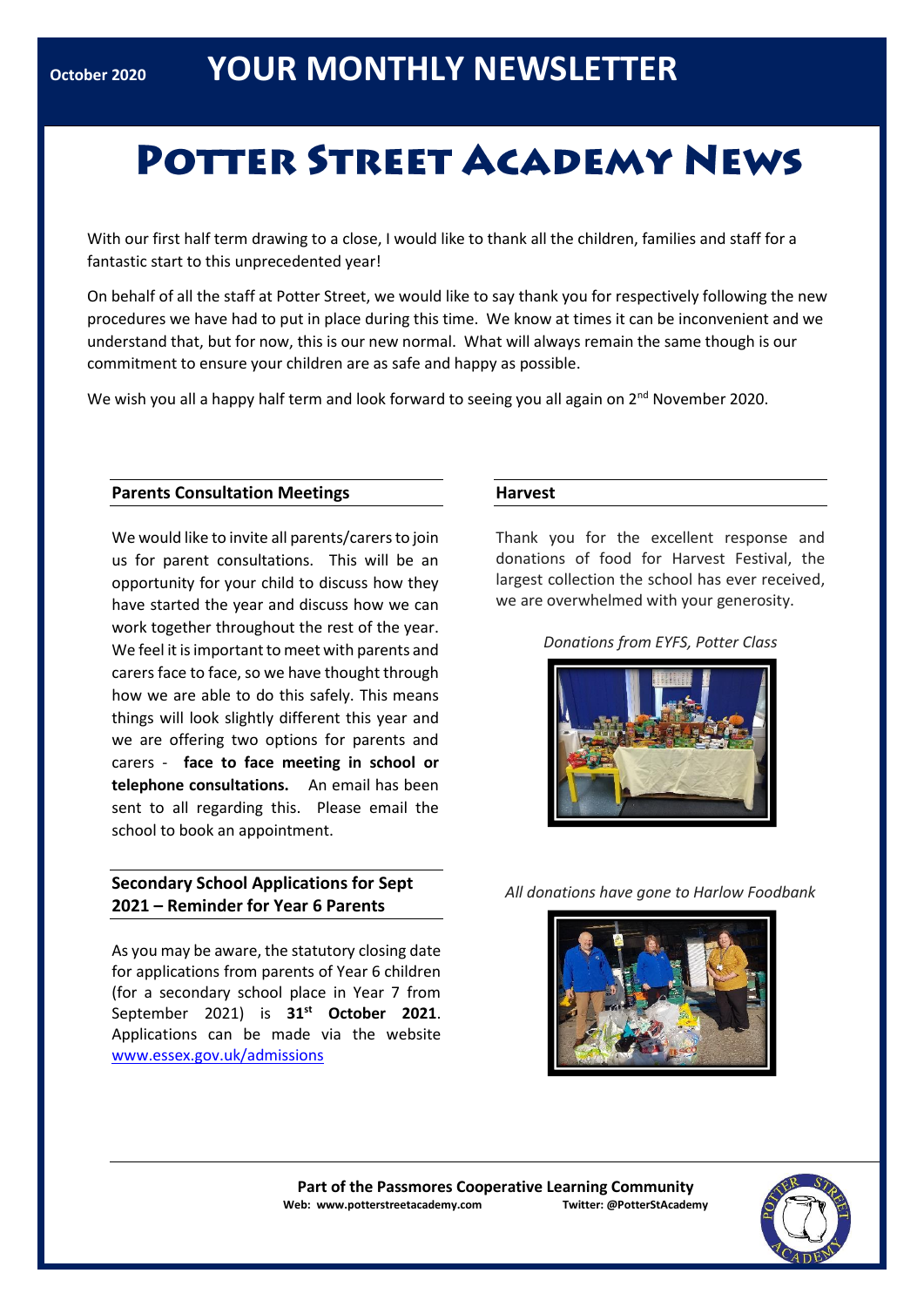October 2020 **YOUR MONTHLY NEWSLETTER**

# Potter Street Academy News

With our first half term drawing to a close, I would like to thank all the children, families and staff for a fantastic start to this unprecedented year!

On behalf of all the staff at Potter Street, we would like to say thank you for respectively following the new procedures we have had to put in place during this time. We know at times it can be inconvenient and we understand that, but for now, this is our new normal. What will always remain the same though is our commitment to ensure your children are as safe and happy as possible.

We wish you all a happy half term and look forward to seeing you all again on 2nd November 2020.

## Parents Consultation Meetings

We would like to invite all parents/carers to join us for parent consultations. This will be an opportunity for your child to discuss how they have started the year and discuss how we can work together throughout the rest of the year. We feel it is important to meet with parents and carers face to face, so we have thought through how we are able to do this safely. This means things will look slightly different this year and we are offering two options for parents and carers - **face to face meeting in school or telephone consultations.** An email has been sent to all regarding this. Please email the school to book an appointment.

## Secondary School Applications for Sept 2021 – Reminder for Year 6 Parents

As you may be aware, the statutory closing date for applications from parents of Year 6 children (for a secondary school place in Year 7 from September 2021) is **31st October 2021**. Applications can be made via the website [www.essex.gov.uk/admissions](http://www.essex.gov.uk/admissions)

## Harvest

Thank you for the excellent response and donations of food for Harvest Festival, the largest collection the school has ever received, we are overwhelmed with your generosity.

*Donations from EYFS, Potter Class*

*All donations have gone to Harlow Foodbank*

**Part of the Passmores Cooperative Learning Community**
**Web: www.potterstreetacademy.com** **Twitter: @PotterStAcademy**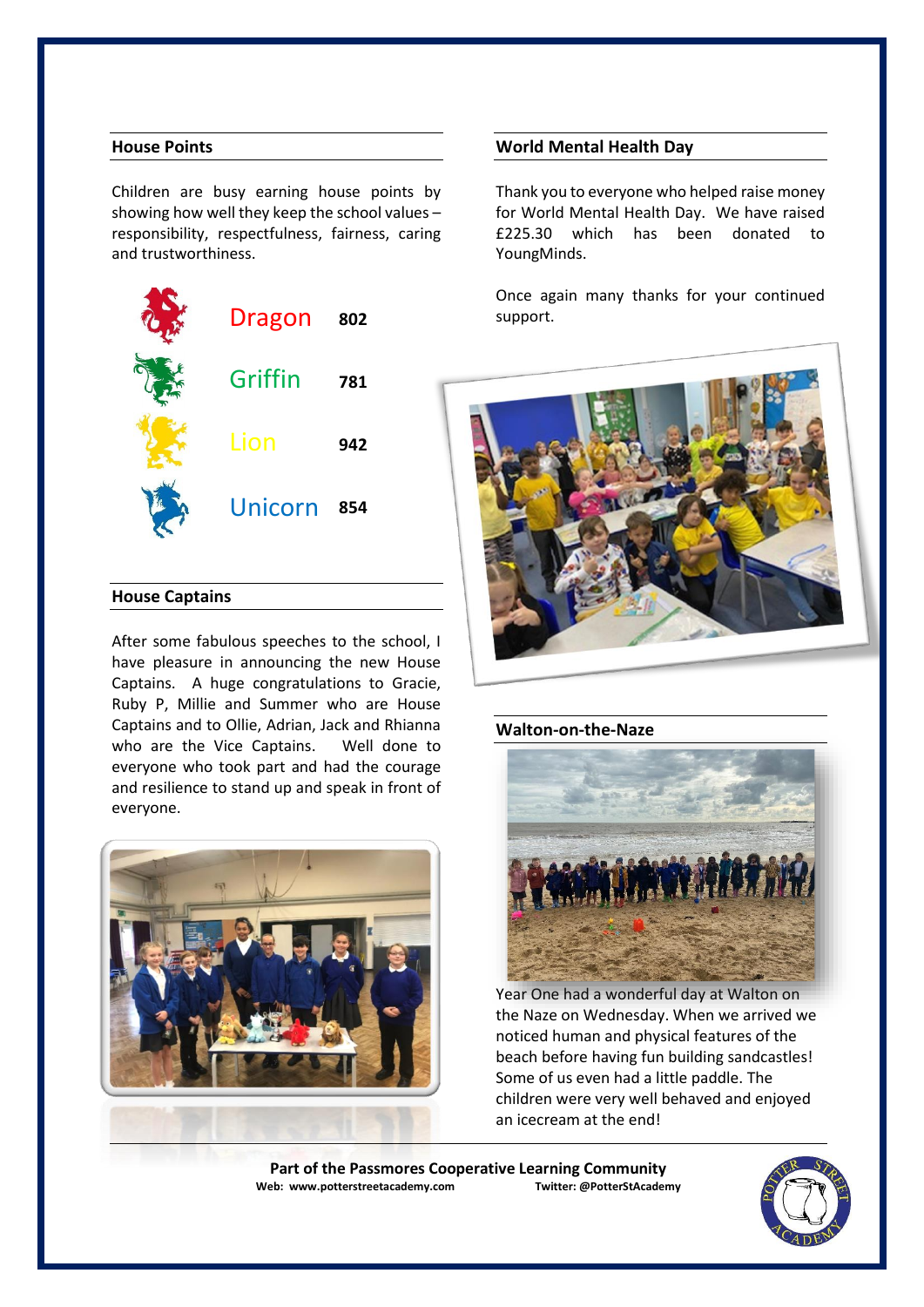## House Points

Children are busy earning house points by showing how well they keep the school values – responsibility, respectfulness, fairness, caring and trustworthiness.

| House | Points |
|---|---|
| Dragon | 802 |
| Griffin | 781 |
| Lion | 942 |
| Unicorn | 854 |

## House Captains

After some fabulous speeches to the school, I have pleasure in announcing the new House Captains. A huge congratulations to Gracie, Ruby P, Millie and Summer who are House Captains and to Ollie, Adrian, Jack and Rhianna who are the Vice Captains. Well done to everyone who took part and had the courage and resilience to stand up and speak in front of everyone.

## World Mental Health Day

Thank you to everyone who helped raise money for World Mental Health Day. We have raised £225.30 which has been donated to YoungMinds.

Once again many thanks for your continued support.

## Walton-on-the-Naze

Year One had a wonderful day at Walton on the Naze on Wednesday. When we arrived we noticed human and physical features of the beach before having fun building sandcastles! Some of us even had a little paddle. The children were very well behaved and enjoyed an icecream at the end!

**Part of the Passmores Cooperative Learning Community**

**Web: www.potterstreetacademy.com** **Twitter: @PotterStAcademy**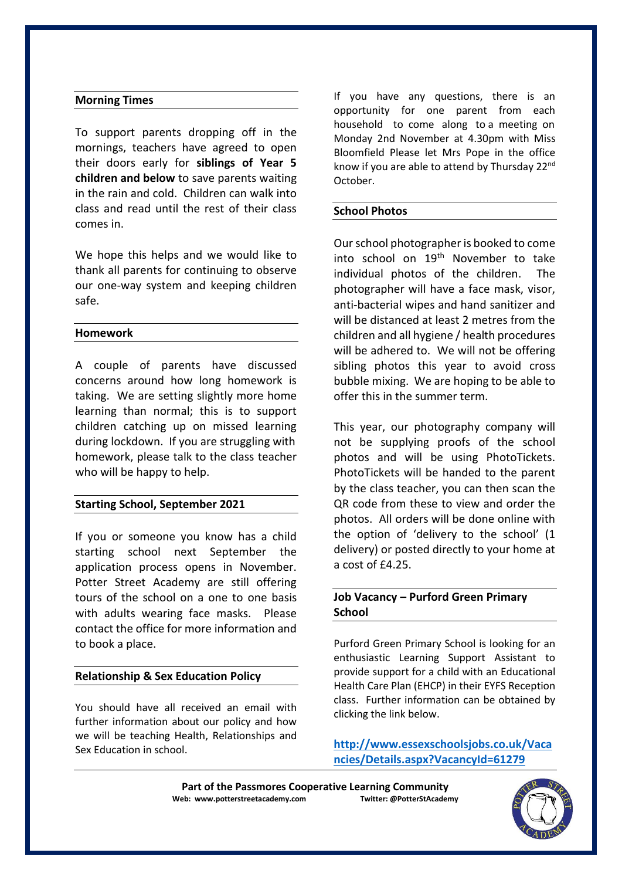## Morning Times

To support parents dropping off in the mornings, teachers have agreed to open their doors early for **siblings of Year 5 children and below** to save parents waiting in the rain and cold. Children can walk into class and read until the rest of their class comes in.

We hope this helps and we would like to thank all parents for continuing to observe our one-way system and keeping children safe.

## Homework

A couple of parents have discussed concerns around how long homework is taking. We are setting slightly more home learning than normal; this is to support children catching up on missed learning during lockdown. If you are struggling with homework, please talk to the class teacher who will be happy to help.

## Starting School, September 2021

If you or someone you know has a child starting school next September the application process opens in November. Potter Street Academy are still offering tours of the school on a one to one basis with adults wearing face masks. Please contact the office for more information and to book a place.

## Relationship & Sex Education Policy

You should have all received an email with further information about our policy and how we will be teaching Health, Relationships and Sex Education in school.

If you have any questions, there is an opportunity for one parent from each household to come along to a meeting on Monday 2nd November at 4.30pm with Miss Bloomfield Please let Mrs Pope in the office know if you are able to attend by Thursday 22nd October.

## School Photos

Our school photographer is booked to come into school on 19th November to take individual photos of the children. The photographer will have a face mask, visor, anti-bacterial wipes and hand sanitizer and will be distanced at least 2 metres from the children and all hygiene / health procedures will be adhered to. We will not be offering sibling photos this year to avoid cross bubble mixing. We are hoping to be able to offer this in the summer term.

This year, our photography company will not be supplying proofs of the school photos and will be using PhotoTickets. PhotoTickets will be handed to the parent by the class teacher, you can then scan the QR code from these to view and order the photos. All orders will be done online with the option of 'delivery to the school' (1 delivery) or posted directly to your home at a cost of £4.25.

## Job Vacancy – Purford Green Primary School

Purford Green Primary School is looking for an enthusiastic Learning Support Assistant to provide support for a child with an Educational Health Care Plan (EHCP) in their EYFS Reception class. Further information can be obtained by clicking the link below.

**http://www.essexschoolsjobs.co.uk/Vacancies/Details.aspx?VacancyId=61279**

**Part of the Passmores Cooperative Learning Community**
**Web: www.potterstreetacademy.com** **Twitter: @PotterStAcademy**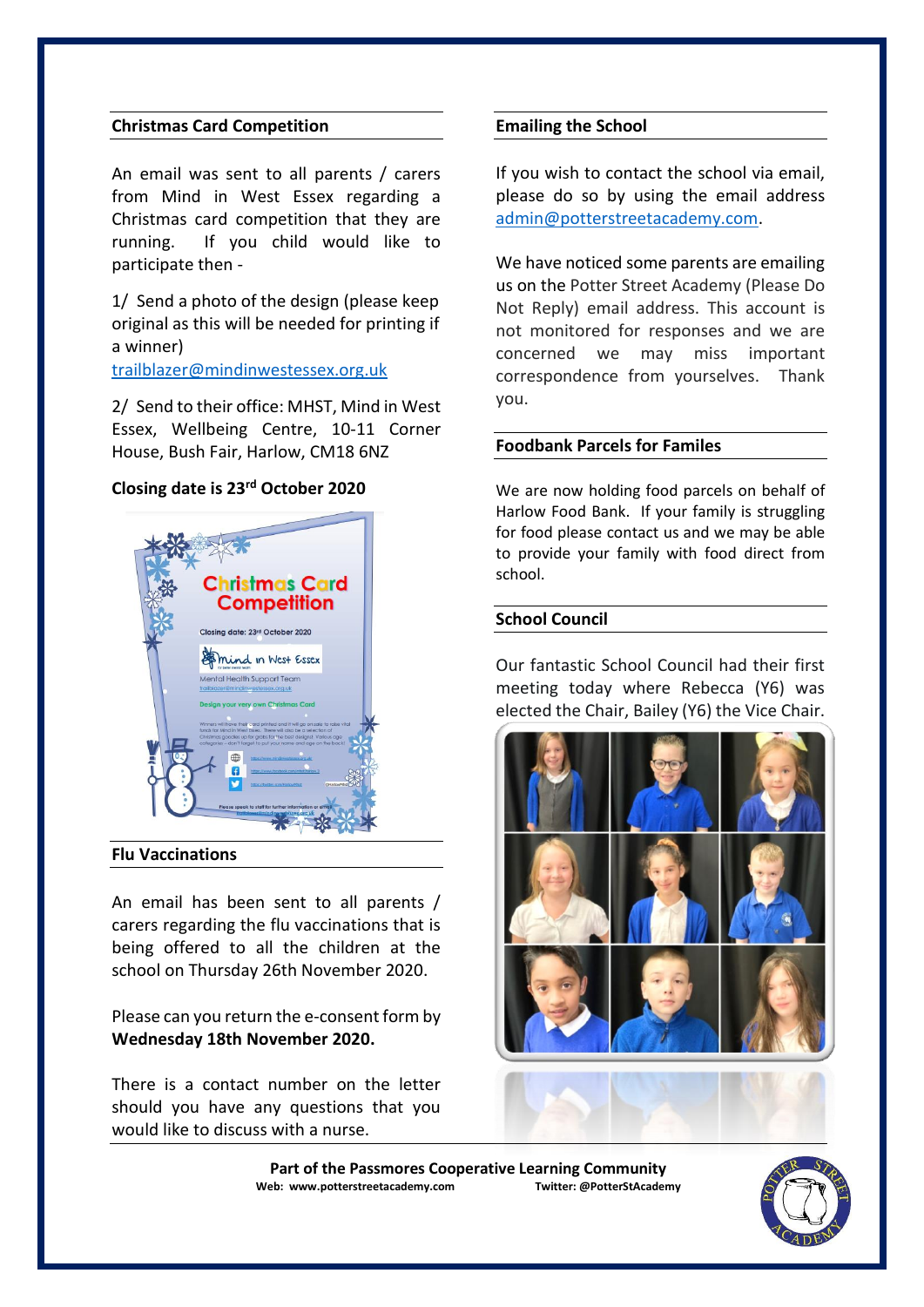## Christmas Card Competition

An email was sent to all parents / carers from Mind in West Essex regarding a Christmas card competition that they are running. If you child would like to participate then -

1/ Send a photo of the design (please keep original as this will be needed for printing if a winner) trailblazer@mindinwestessex.org.uk

2/ Send to their office: MHST, Mind in West Essex, Wellbeing Centre, 10-11 Corner House, Bush Fair, Harlow, CM18 6NZ

**Closing date is 23rd October 2020**

## Flu Vaccinations

An email has been sent to all parents / carers regarding the flu vaccinations that is being offered to all the children at the school on Thursday 26th November 2020.

Please can you return the e-consent form by **Wednesday 18th November 2020.**

There is a contact number on the letter should you have any questions that you would like to discuss with a nurse.

## Emailing the School

If you wish to contact the school via email, please do so by using the email address admin@potterstreetacademy.com.

We have noticed some parents are emailing us on the Potter Street Academy (Please Do Not Reply) email address. This account is not monitored for responses and we are concerned we may miss important correspondence from yourselves. Thank you.

## Foodbank Parcels for Familes

We are now holding food parcels on behalf of Harlow Food Bank. If your family is struggling for food please contact us and we may be able to provide your family with food direct from school.

## School Council

Our fantastic School Council had their first meeting today where Rebecca (Y6) was elected the Chair, Bailey (Y6) the Vice Chair.

**Part of the Passmores Cooperative Learning Community**

**Web: www.potterstreetacademy.com** **Twitter: @PotterStAcademy**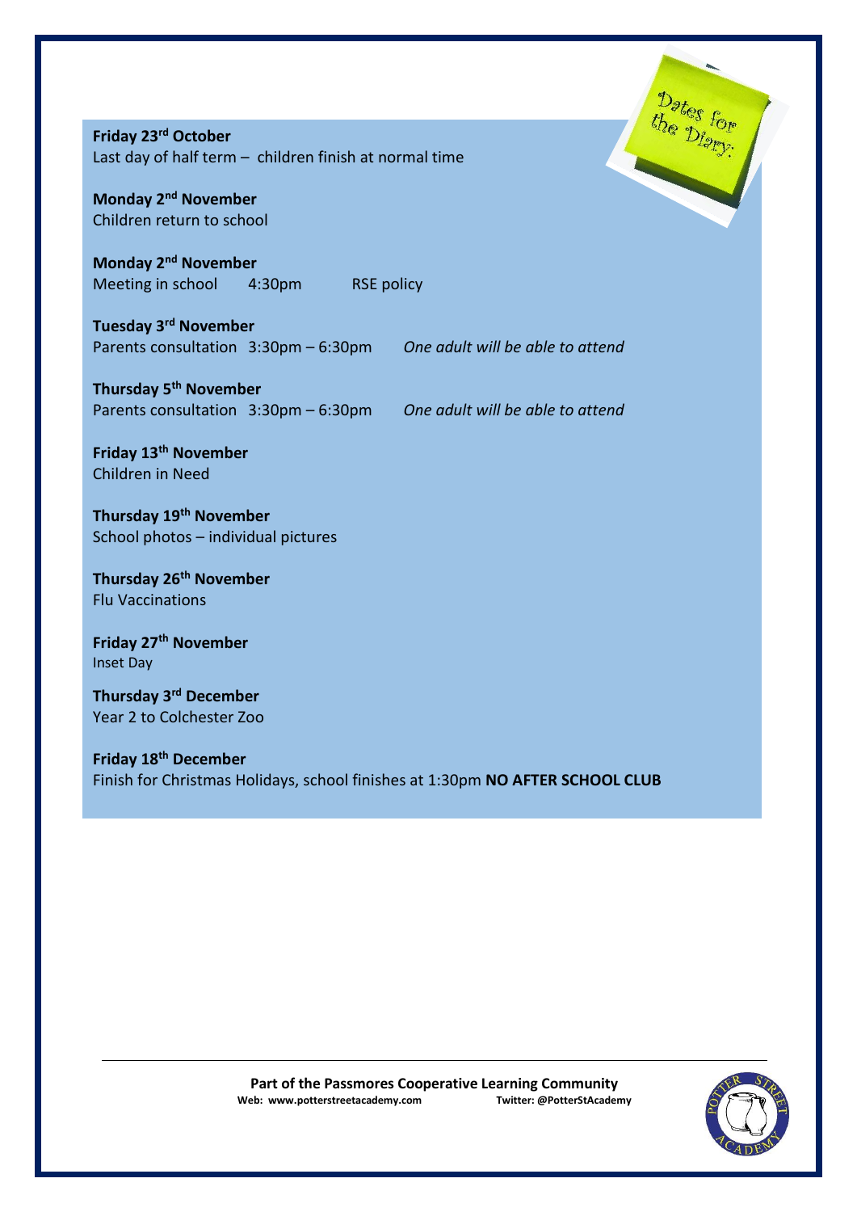Dates for the Diary

**Friday 23rd October**
Last day of half term – children finish at normal time

**Monday 2nd November**
Children return to school

**Monday 2nd November**
Meeting in school 4:30pm RSE policy

**Tuesday 3rd November**
Parents consultation 3:30pm – 6:30pm *One adult will be able to attend*

**Thursday 5th November**
Parents consultation 3:30pm – 6:30pm *One adult will be able to attend*

**Friday 13th November**
Children in Need

**Thursday 19th November**
School photos – individual pictures

**Thursday 26th November**
Flu Vaccinations

**Friday 27th November**
Inset Day

**Thursday 3rd December**
Year 2 to Colchester Zoo

**Friday 18th December**
Finish for Christmas Holidays, school finishes at 1:30pm **NO AFTER SCHOOL CLUB**

**Part of the Passmores Cooperative Learning Community**
**Web: www.potterstreetacademy.com** **Twitter: @PotterStAcademy**